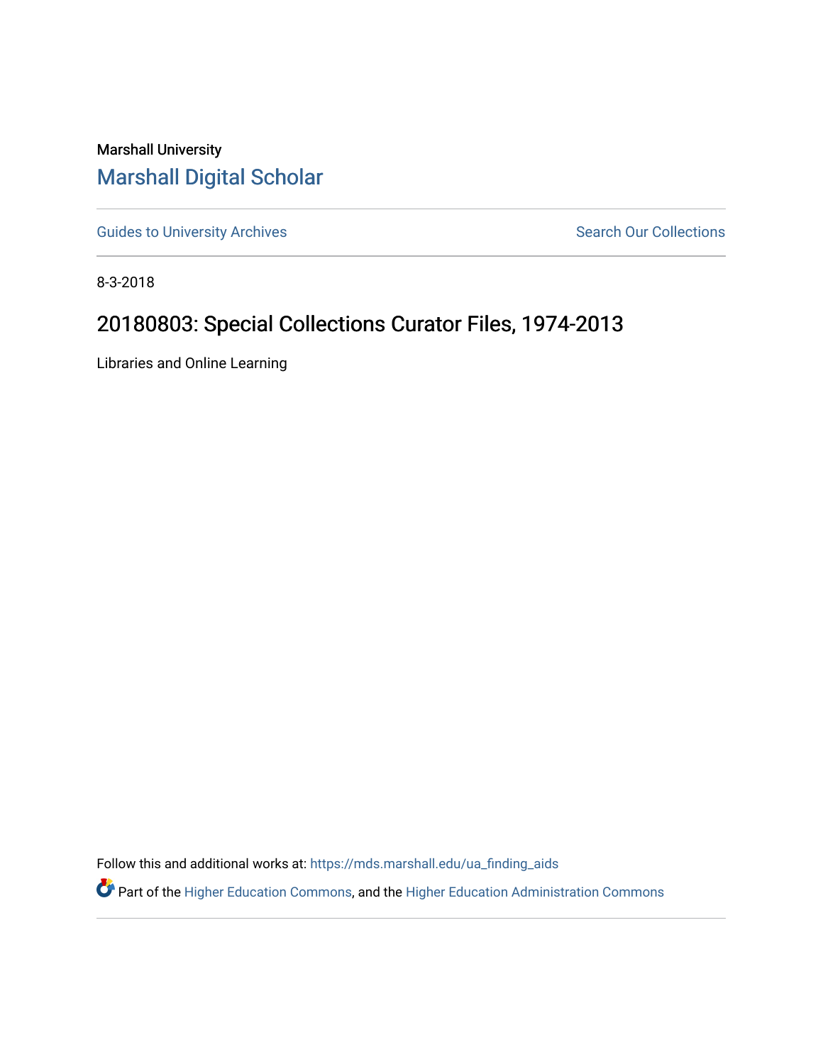Marshall University

# Marshall Digital Scholar

Guides to University Archives

Search Our Collections

8-3-2018

## 20180803: Special Collections Curator Files, 1974-2013

Libraries and Online Learning

Follow this and additional works at: https://mds.marshall.edu/ua_finding_aids

Part of the Higher Education Commons, and the Higher Education Administration Commons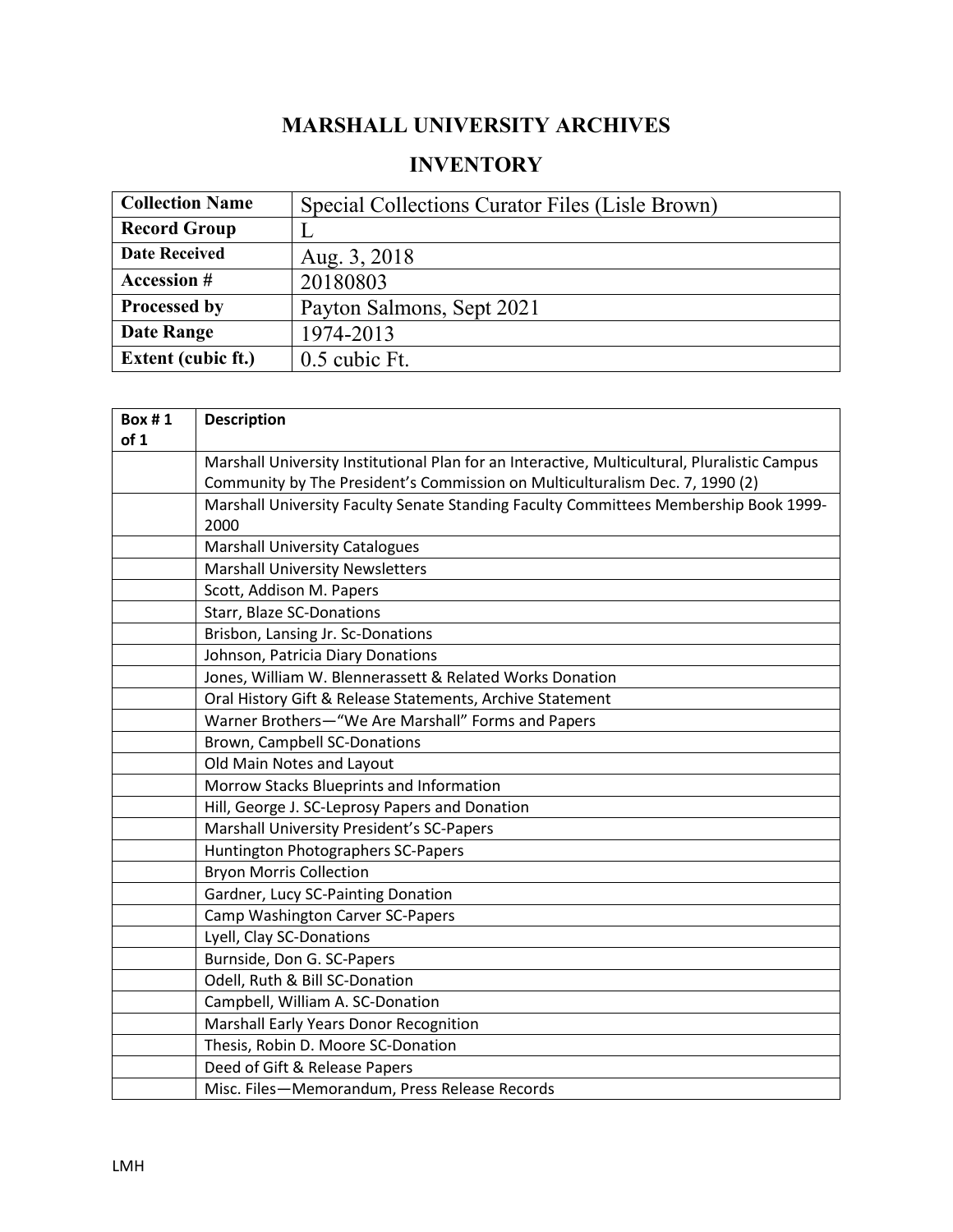# MARSHALL UNIVERSITY ARCHIVES

## INVENTORY

| **Collection Name** | Special Collections Curator Files (Lisle Brown) |
|---|---|
| **Record Group** | L |
| **Date Received** | Aug. 3, 2018 |
| **Accession #** | 20180803 |
| **Processed by** | Payton Salmons, Sept 2021 |
| **Date Range** | 1974-2013 |
| **Extent (cubic ft.)** | 0.5 cubic Ft. |

| **Box # 1 of 1** | **Description** |
|---|---|
| | Marshall University Institutional Plan for an Interactive, Multicultural, Pluralistic Campus Community by The President's Commission on Multiculturalism Dec. 7, 1990 (2) |
| | Marshall University Faculty Senate Standing Faculty Committees Membership Book 1999-2000 |
| | Marshall University Catalogues |
| | Marshall University Newsletters |
| | Scott, Addison M. Papers |
| | Starr, Blaze SC-Donations |
| | Brisbon, Lansing Jr. Sc-Donations |
| | Johnson, Patricia Diary Donations |
| | Jones, William W. Blennerassett & Related Works Donation |
| | Oral History Gift & Release Statements, Archive Statement |
| | Warner Brothers—"We Are Marshall" Forms and Papers |
| | Brown, Campbell SC-Donations |
| | Old Main Notes and Layout |
| | Morrow Stacks Blueprints and Information |
| | Hill, George J. SC-Leprosy Papers and Donation |
| | Marshall University President's SC-Papers |
| | Huntington Photographers SC-Papers |
| | Bryon Morris Collection |
| | Gardner, Lucy SC-Painting Donation |
| | Camp Washington Carver SC-Papers |
| | Lyell, Clay SC-Donations |
| | Burnside, Don G. SC-Papers |
| | Odell, Ruth & Bill SC-Donation |
| | Campbell, William A. SC-Donation |
| | Marshall Early Years Donor Recognition |
| | Thesis, Robin D. Moore SC-Donation |
| | Deed of Gift & Release Papers |
| | Misc. Files—Memorandum, Press Release Records |

LMH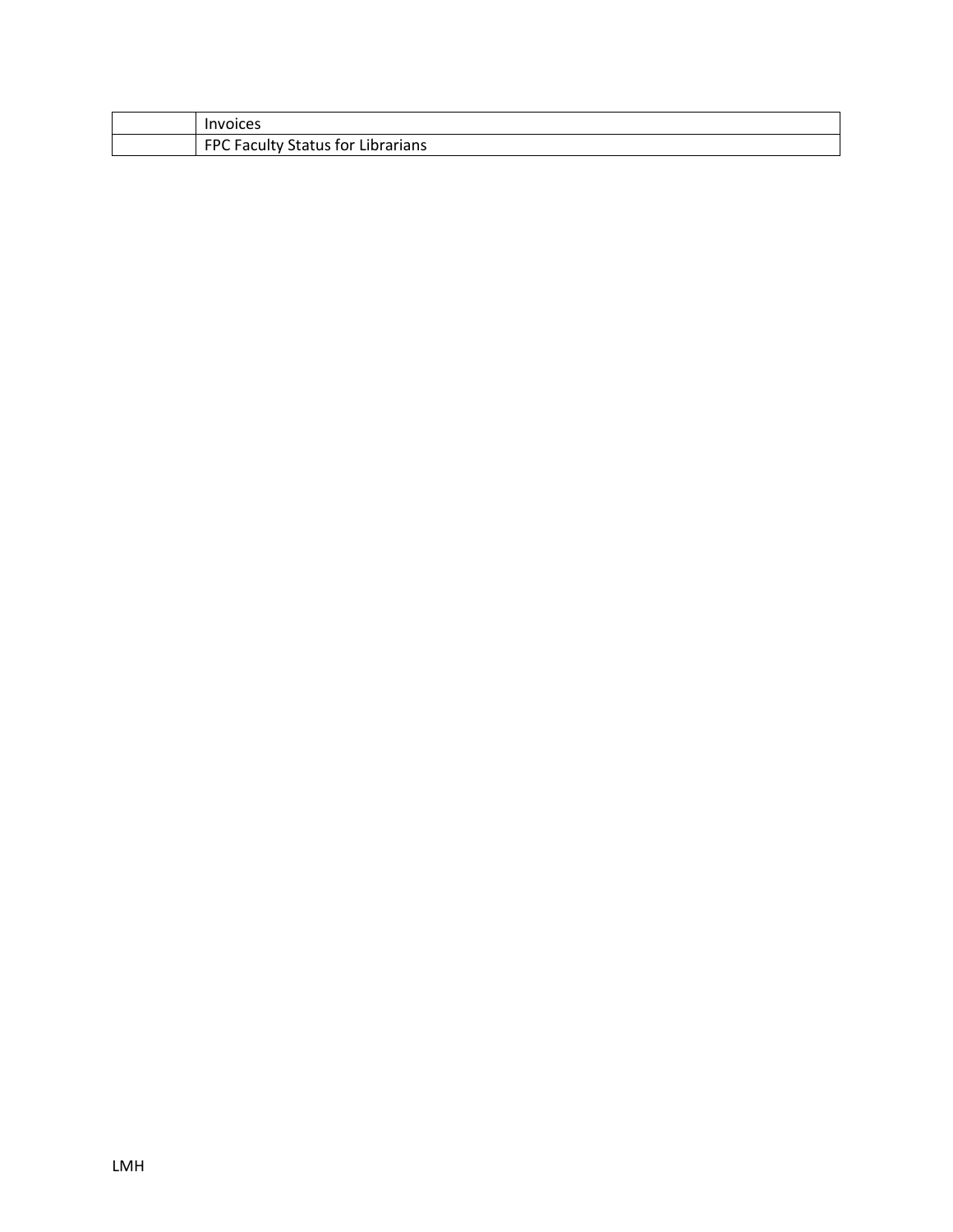| | |
|---|---|
| | Invoices |
| | FPC Faculty Status for Librarians |

LMH